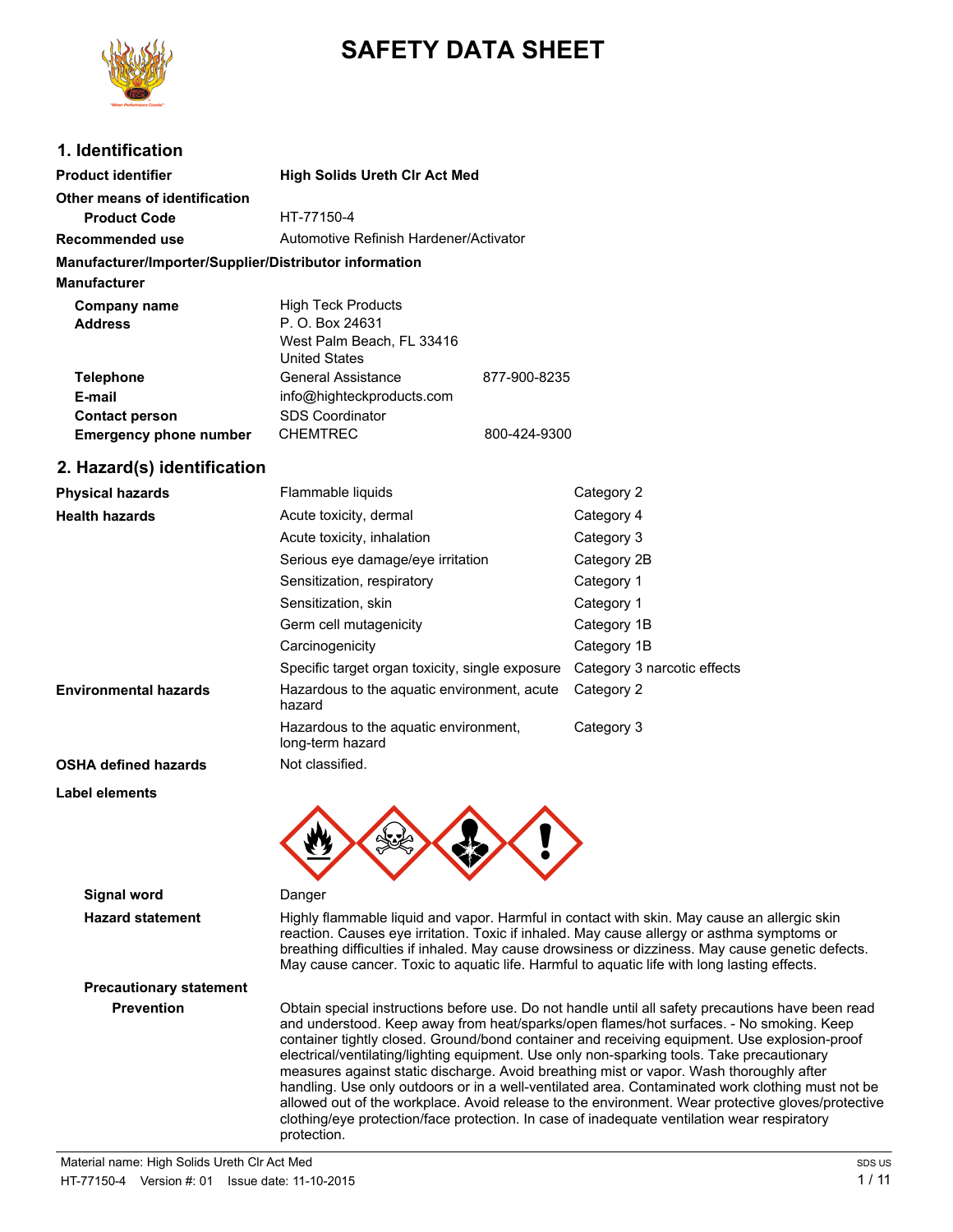# SAFETY DATA SHEET

## 1. Identification

| | | |
|---|---|---|
| **Product identifier** | **High Solids Ureth Clr Act Med** | |
| **Other means of identification** | | |
| **Product Code** | HT-77150-4 | |
| **Recommended use** | Automotive Refinish Hardener/Activator | |

**Manufacturer/Importer/Supplier/Distributor information**

**Manufacturer**

| | | |
|---|---|---|
| **Company name** | High Teck Products | |
| **Address** | P. O. Box 24631<br>West Palm Beach, FL 33416<br>United States | |
| **Telephone** | General Assistance | 877-900-8235 |
| **E-mail** | info@highteckproducts.com | |
| **Contact person** | SDS Coordinator | |
| **Emergency phone number** | CHEMTREC | 800-424-9300 |

## 2. Hazard(s) identification

| | | |
|---|---|---|
| **Physical hazards** | Flammable liquids | Category 2 |
| **Health hazards** | Acute toxicity, dermal | Category 4 |
| | Acute toxicity, inhalation | Category 3 |
| | Serious eye damage/eye irritation | Category 2B |
| | Sensitization, respiratory | Category 1 |
| | Sensitization, skin | Category 1 |
| | Germ cell mutagenicity | Category 1B |
| | Carcinogenicity | Category 1B |
| | Specific target organ toxicity, single exposure | Category 3 narcotic effects |
| **Environmental hazards** | Hazardous to the aquatic environment, acute hazard | Category 2 |
| | Hazardous to the aquatic environment, long-term hazard | Category 3 |
| **OSHA defined hazards** | Not classified. | |

**Label elements**

**Signal word** Danger

**Hazard statement** Highly flammable liquid and vapor. Harmful in contact with skin. May cause an allergic skin reaction. Causes eye irritation. Toxic if inhaled. May cause allergy or asthma symptoms or breathing difficulties if inhaled. May cause drowsiness or dizziness. May cause genetic defects. May cause cancer. Toxic to aquatic life. Harmful to aquatic life with long lasting effects.

**Precautionary statement**

**Prevention** Obtain special instructions before use. Do not handle until all safety precautions have been read and understood. Keep away from heat/sparks/open flames/hot surfaces. - No smoking. Keep container tightly closed. Ground/bond container and receiving equipment. Use explosion-proof electrical/ventilating/lighting equipment. Use only non-sparking tools. Take precautionary measures against static discharge. Avoid breathing mist or vapor. Wash thoroughly after handling. Use only outdoors or in a well-ventilated area. Contaminated work clothing must not be allowed out of the workplace. Avoid release to the environment. Wear protective gloves/protective clothing/eye protection/face protection. In case of inadequate ventilation wear respiratory protection.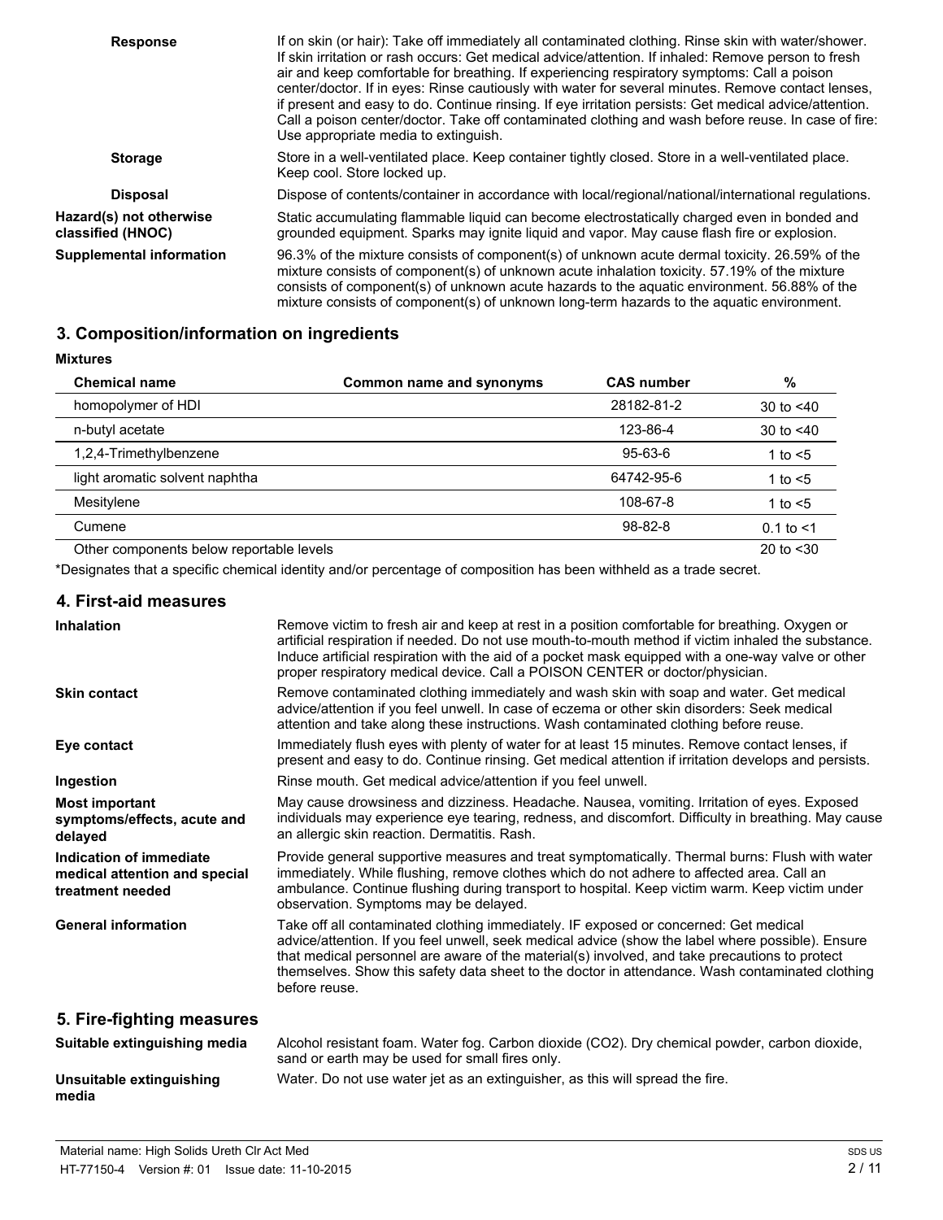**Response**

If on skin (or hair): Take off immediately all contaminated clothing. Rinse skin with water/shower. If skin irritation or rash occurs: Get medical advice/attention. If inhaled: Remove person to fresh air and keep comfortable for breathing. If experiencing respiratory symptoms: Call a poison center/doctor. If in eyes: Rinse cautiously with water for several minutes. Remove contact lenses, if present and easy to do. Continue rinsing. If eye irritation persists: Get medical advice/attention. Call a poison center/doctor. Take off contaminated clothing and wash before reuse. In case of fire: Use appropriate media to extinguish.

**Storage**

Store in a well-ventilated place. Keep container tightly closed. Store in a well-ventilated place. Keep cool. Store locked up.

**Disposal**

Dispose of contents/container in accordance with local/regional/national/international regulations.

**Hazard(s) not otherwise classified (HNOC)**

Static accumulating flammable liquid can become electrostatically charged even in bonded and grounded equipment. Sparks may ignite liquid and vapor. May cause flash fire or explosion.

**Supplemental information**

96.3% of the mixture consists of component(s) of unknown acute dermal toxicity. 26.59% of the mixture consists of component(s) of unknown acute inhalation toxicity. 57.19% of the mixture consists of component(s) of unknown acute hazards to the aquatic environment. 56.88% of the mixture consists of component(s) of unknown long-term hazards to the aquatic environment.

## 3. Composition/information on ingredients

**Mixtures**

| Chemical name | Common name and synonyms | CAS number | % |
|---|---|---|---|
| homopolymer of HDI | | 28182-81-2 | 30 to <40 |
| n-butyl acetate | | 123-86-4 | 30 to <40 |
| 1,2,4-Trimethylbenzene | | 95-63-6 | 1 to <5 |
| light aromatic solvent naphtha | | 64742-95-6 | 1 to <5 |
| Mesitylene | | 108-67-8 | 1 to <5 |
| Cumene | | 98-82-8 | 0.1 to <1 |
| Other components below reportable levels | | | 20 to <30 |

*Designates that a specific chemical identity and/or percentage of composition has been withheld as a trade secret.

## 4. First-aid measures

**Inhalation**

Remove victim to fresh air and keep at rest in a position comfortable for breathing. Oxygen or artificial respiration if needed. Do not use mouth-to-mouth method if victim inhaled the substance. Induce artificial respiration with the aid of a pocket mask equipped with a one-way valve or other proper respiratory medical device. Call a POISON CENTER or doctor/physician.

**Skin contact**

Remove contaminated clothing immediately and wash skin with soap and water. Get medical advice/attention if you feel unwell. In case of eczema or other skin disorders: Seek medical attention and take along these instructions. Wash contaminated clothing before reuse.

**Eye contact**

Immediately flush eyes with plenty of water for at least 15 minutes. Remove contact lenses, if present and easy to do. Continue rinsing. Get medical attention if irritation develops and persists.

**Ingestion**

Rinse mouth. Get medical advice/attention if you feel unwell.

**Most important symptoms/effects, acute and delayed**

May cause drowsiness and dizziness. Headache. Nausea, vomiting. Irritation of eyes. Exposed individuals may experience eye tearing, redness, and discomfort. Difficulty in breathing. May cause an allergic skin reaction. Dermatitis. Rash.

**Indication of immediate medical attention and special treatment needed**

Provide general supportive measures and treat symptomatically. Thermal burns: Flush with water immediately. While flushing, remove clothes which do not adhere to affected area. Call an ambulance. Continue flushing during transport to hospital. Keep victim warm. Keep victim under observation. Symptoms may be delayed.

**General information**

Take off all contaminated clothing immediately. IF exposed or concerned: Get medical advice/attention. If you feel unwell, seek medical advice (show the label where possible). Ensure that medical personnel are aware of the material(s) involved, and take precautions to protect themselves. Show this safety data sheet to the doctor in attendance. Wash contaminated clothing before reuse.

## 5. Fire-fighting measures

**Suitable extinguishing media**

Alcohol resistant foam. Water fog. Carbon dioxide ($CO_2$). Dry chemical powder, carbon dioxide, sand or earth may be used for small fires only.

**Unsuitable extinguishing media**

Water. Do not use water jet as an extinguisher, as this will spread the fire.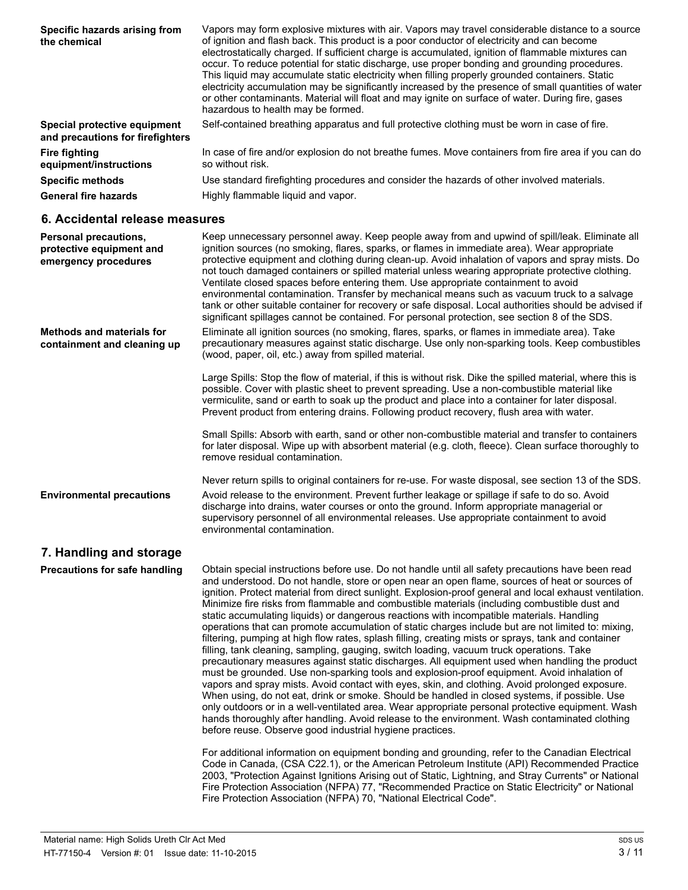**Specific hazards arising from the chemical**

Vapors may form explosive mixtures with air. Vapors may travel considerable distance to a source of ignition and flash back. This product is a poor conductor of electricity and can become electrostatically charged. If sufficient charge is accumulated, ignition of flammable mixtures can occur. To reduce potential for static discharge, use proper bonding and grounding procedures. This liquid may accumulate static electricity when filling properly grounded containers. Static electricity accumulation may be significantly increased by the presence of small quantities of water or other contaminants. Material will float and may ignite on surface of water. During fire, gases hazardous to health may be formed.

**Special protective equipment and precautions for firefighters**

Self-contained breathing apparatus and full protective clothing must be worn in case of fire.

**Fire fighting equipment/instructions**

In case of fire and/or explosion do not breathe fumes. Move containers from fire area if you can do so without risk.

**Specific methods**

Use standard firefighting procedures and consider the hazards of other involved materials.

**General fire hazards**

Highly flammable liquid and vapor.

## 6. Accidental release measures

**Personal precautions, protective equipment and emergency procedures**

Keep unnecessary personnel away. Keep people away from and upwind of spill/leak. Eliminate all ignition sources (no smoking, flares, sparks, or flames in immediate area). Wear appropriate protective equipment and clothing during clean-up. Avoid inhalation of vapors and spray mists. Do not touch damaged containers or spilled material unless wearing appropriate protective clothing. Ventilate closed spaces before entering them. Use appropriate containment to avoid environmental contamination. Transfer by mechanical means such as vacuum truck to a salvage tank or other suitable container for recovery or safe disposal. Local authorities should be advised if significant spillages cannot be contained. For personal protection, see section 8 of the SDS.

**Methods and materials for containment and cleaning up**

Eliminate all ignition sources (no smoking, flares, sparks, or flames in immediate area). Take precautionary measures against static discharge. Use only non-sparking tools. Keep combustibles (wood, paper, oil, etc.) away from spilled material.

Large Spills: Stop the flow of material, if this is without risk. Dike the spilled material, where this is possible. Cover with plastic sheet to prevent spreading. Use a non-combustible material like vermiculite, sand or earth to soak up the product and place into a container for later disposal. Prevent product from entering drains. Following product recovery, flush area with water.

Small Spills: Absorb with earth, sand or other non-combustible material and transfer to containers for later disposal. Wipe up with absorbent material (e.g. cloth, fleece). Clean surface thoroughly to remove residual contamination.

Never return spills to original containers for re-use. For waste disposal, see section 13 of the SDS.

**Environmental precautions**

Avoid release to the environment. Prevent further leakage or spillage if safe to do so. Avoid discharge into drains, water courses or onto the ground. Inform appropriate managerial or supervisory personnel of all environmental releases. Use appropriate containment to avoid environmental contamination.

## 7. Handling and storage

**Precautions for safe handling**

Obtain special instructions before use. Do not handle until all safety precautions have been read and understood. Do not handle, store or open near an open flame, sources of heat or sources of ignition. Protect material from direct sunlight. Explosion-proof general and local exhaust ventilation. Minimize fire risks from flammable and combustible materials (including combustible dust and static accumulating liquids) or dangerous reactions with incompatible materials. Handling operations that can promote accumulation of static charges include but are not limited to: mixing, filtering, pumping at high flow rates, splash filling, creating mists or sprays, tank and container filling, tank cleaning, sampling, gauging, switch loading, vacuum truck operations. Take precautionary measures against static discharges. All equipment used when handling the product must be grounded. Use non-sparking tools and explosion-proof equipment. Avoid inhalation of vapors and spray mists. Avoid contact with eyes, skin, and clothing. Avoid prolonged exposure. When using, do not eat, drink or smoke. Should be handled in closed systems, if possible. Use only outdoors or in a well-ventilated area. Wear appropriate personal protective equipment. Wash hands thoroughly after handling. Avoid release to the environment. Wash contaminated clothing before reuse. Observe good industrial hygiene practices.

For additional information on equipment bonding and grounding, refer to the Canadian Electrical Code in Canada, (CSA C22.1), or the American Petroleum Institute (API) Recommended Practice 2003, "Protection Against Ignitions Arising out of Static, Lightning, and Stray Currents" or National Fire Protection Association (NFPA) 77, "Recommended Practice on Static Electricity" or National Fire Protection Association (NFPA) 70, "National Electrical Code".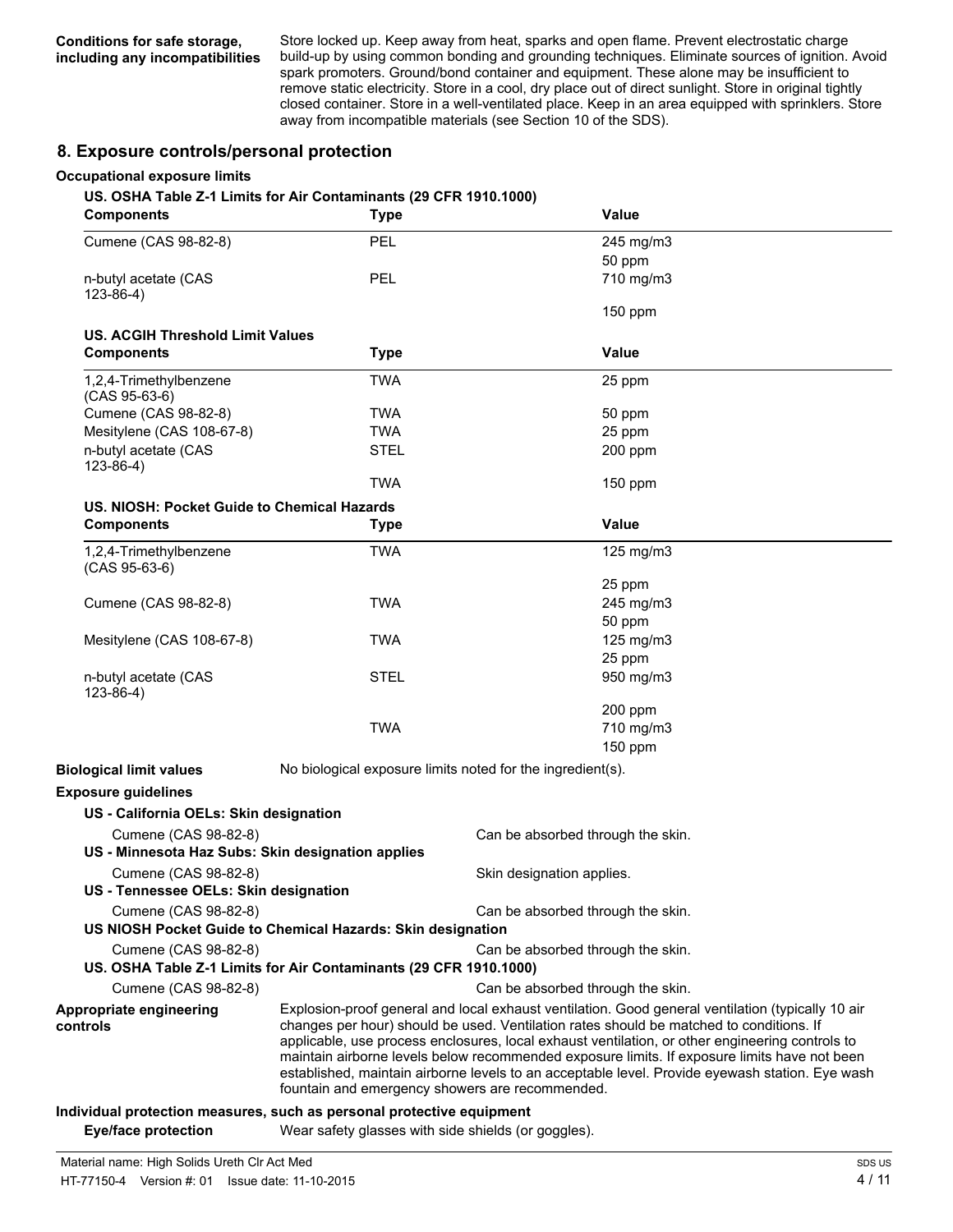**Conditions for safe storage, including any incompatibilities**

Store locked up. Keep away from heat, sparks and open flame. Prevent electrostatic charge build-up by using common bonding and grounding techniques. Eliminate sources of ignition. Avoid spark promoters. Ground/bond container and equipment. These alone may be insufficient to remove static electricity. Store in a cool, dry place out of direct sunlight. Store in original tightly closed container. Store in a well-ventilated place. Keep in an area equipped with sprinklers. Store away from incompatible materials (see Section 10 of the SDS).

## 8. Exposure controls/personal protection

### Occupational exposure limits

**US. OSHA Table Z-1 Limits for Air Contaminants (29 CFR 1910.1000)**

| Components | Type | Value |
|---|---|---|
| Cumene (CAS 98-82-8) | PEL | 245 mg/m3 |
| | | 50 ppm |
| n-butyl acetate (CAS 123-86-4) | PEL | 710 mg/m3 |
| | | 150 ppm |

**US. ACGIH Threshold Limit Values**

| Components | Type | Value |
|---|---|---|
| 1,2,4-Trimethylbenzene (CAS 95-63-6) | TWA | 25 ppm |
| Cumene (CAS 98-82-8) | TWA | 50 ppm |
| Mesitylene (CAS 108-67-8) | TWA | 25 ppm |
| n-butyl acetate (CAS 123-86-4) | STEL | 200 ppm |
| | TWA | 150 ppm |

**US. NIOSH: Pocket Guide to Chemical Hazards**

| Components | Type | Value |
|---|---|---|
| 1,2,4-Trimethylbenzene (CAS 95-63-6) | TWA | 125 mg/m3 |
| | | 25 ppm |
| Cumene (CAS 98-82-8) | TWA | 245 mg/m3 |
| | | 50 ppm |
| Mesitylene (CAS 108-67-8) | TWA | 125 mg/m3 |
| | | 25 ppm |
| n-butyl acetate (CAS 123-86-4) | STEL | 950 mg/m3 |
| | | 200 ppm |
| | TWA | 710 mg/m3 |
| | | 150 ppm |

**Biological limit values** No biological exposure limits noted for the ingredient(s).

**Exposure guidelines**

**US - California OELs: Skin designation**

| | |
|---|---|
| Cumene (CAS 98-82-8) | Can be absorbed through the skin. |

**US - Minnesota Haz Subs: Skin designation applies**

| | |
|---|---|
| Cumene (CAS 98-82-8) | Skin designation applies. |

**US - Tennessee OELs: Skin designation**

| | |
|---|---|
| Cumene (CAS 98-82-8) | Can be absorbed through the skin. |

**US NIOSH Pocket Guide to Chemical Hazards: Skin designation**

| | |
|---|---|
| Cumene (CAS 98-82-8) | Can be absorbed through the skin. |

**US. OSHA Table Z-1 Limits for Air Contaminants (29 CFR 1910.1000)**

| | |
|---|---|
| Cumene (CAS 98-82-8) | Can be absorbed through the skin. |

**Appropriate engineering controls**

Explosion-proof general and local exhaust ventilation. Good general ventilation (typically 10 air changes per hour) should be used. Ventilation rates should be matched to conditions. If applicable, use process enclosures, local exhaust ventilation, or other engineering controls to maintain airborne levels below recommended exposure limits. If exposure limits have not been established, maintain airborne levels to an acceptable level. Provide eyewash station. Eye wash fountain and emergency showers are recommended.

**Individual protection measures, such as personal protective equipment**

**Eye/face protection** Wear safety glasses with side shields (or goggles).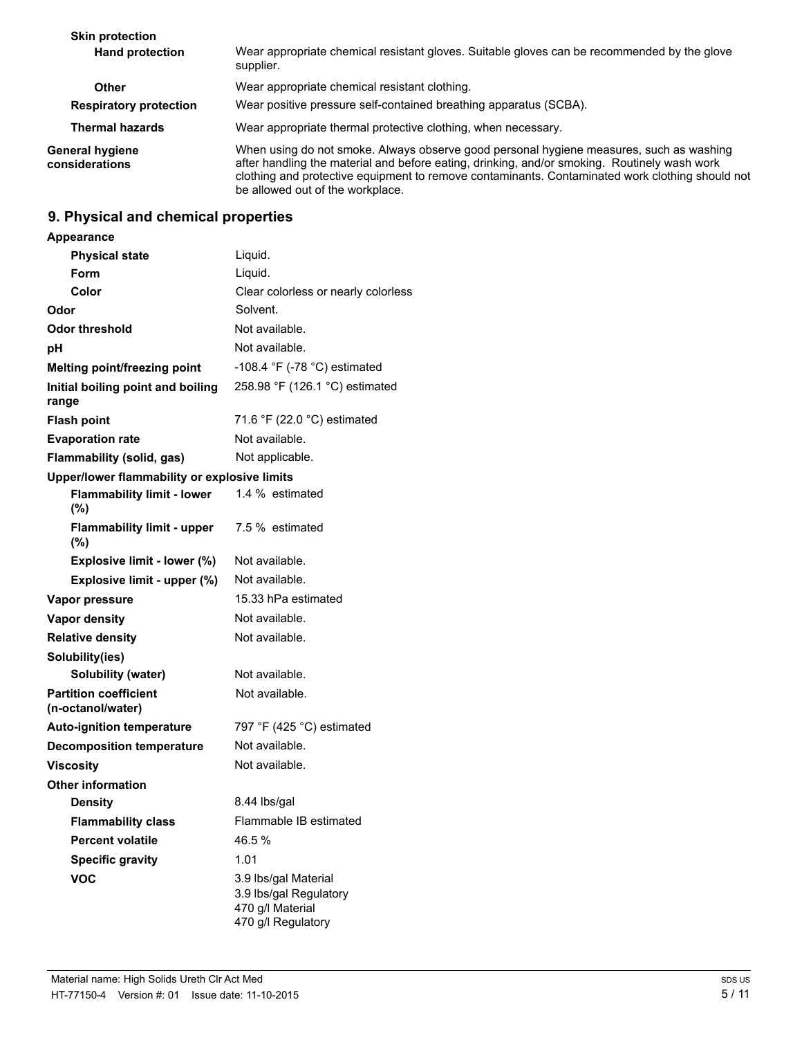| | |
|---|---|
| **Skin protection** | |
| **Hand protection** | Wear appropriate chemical resistant gloves. Suitable gloves can be recommended by the glove supplier. |
| **Other** | Wear appropriate chemical resistant clothing. |
| **Respiratory protection** | Wear positive pressure self-contained breathing apparatus (SCBA). |
| **Thermal hazards** | Wear appropriate thermal protective clothing, when necessary. |
| **General hygiene considerations** | When using do not smoke. Always observe good personal hygiene measures, such as washing after handling the material and before eating, drinking, and/or smoking. Routinely wash work clothing and protective equipment to remove contaminants. Contaminated work clothing should not be allowed out of the workplace. |

## 9. Physical and chemical properties

| | |
|---|---|
| **Appearance** | |
| **Physical state** | Liquid. |
| **Form** | Liquid. |
| **Color** | Clear colorless or nearly colorless |
| **Odor** | Solvent. |
| **Odor threshold** | Not available. |
| **pH** | Not available. |
| **Melting point/freezing point** | -108.4 °F (-78 °C) estimated |
| **Initial boiling point and boiling range** | 258.98 °F (126.1 °C) estimated |
| **Flash point** | 71.6 °F (22.0 °C) estimated |
| **Evaporation rate** | Not available. |
| **Flammability (solid, gas)** | Not applicable. |
| **Upper/lower flammability or explosive limits** | |
| **Flammability limit - lower (%)** | 1.4 % estimated |
| **Flammability limit - upper (%)** | 7.5 % estimated |
| **Explosive limit - lower (%)** | Not available. |
| **Explosive limit - upper (%)** | Not available. |
| **Vapor pressure** | 15.33 hPa estimated |
| **Vapor density** | Not available. |
| **Relative density** | Not available. |
| **Solubility(ies)** | |
| **Solubility (water)** | Not available. |
| **Partition coefficient (n-octanol/water)** | Not available. |
| **Auto-ignition temperature** | 797 °F (425 °C) estimated |
| **Decomposition temperature** | Not available. |
| **Viscosity** | Not available. |
| **Other information** | |
| **Density** | 8.44 lbs/gal |
| **Flammability class** | Flammable IB estimated |
| **Percent volatile** | 46.5 % |
| **Specific gravity** | 1.01 |
| **VOC** | 3.9 lbs/gal Material<br>3.9 lbs/gal Regulatory<br>470 g/l Material<br>470 g/l Regulatory |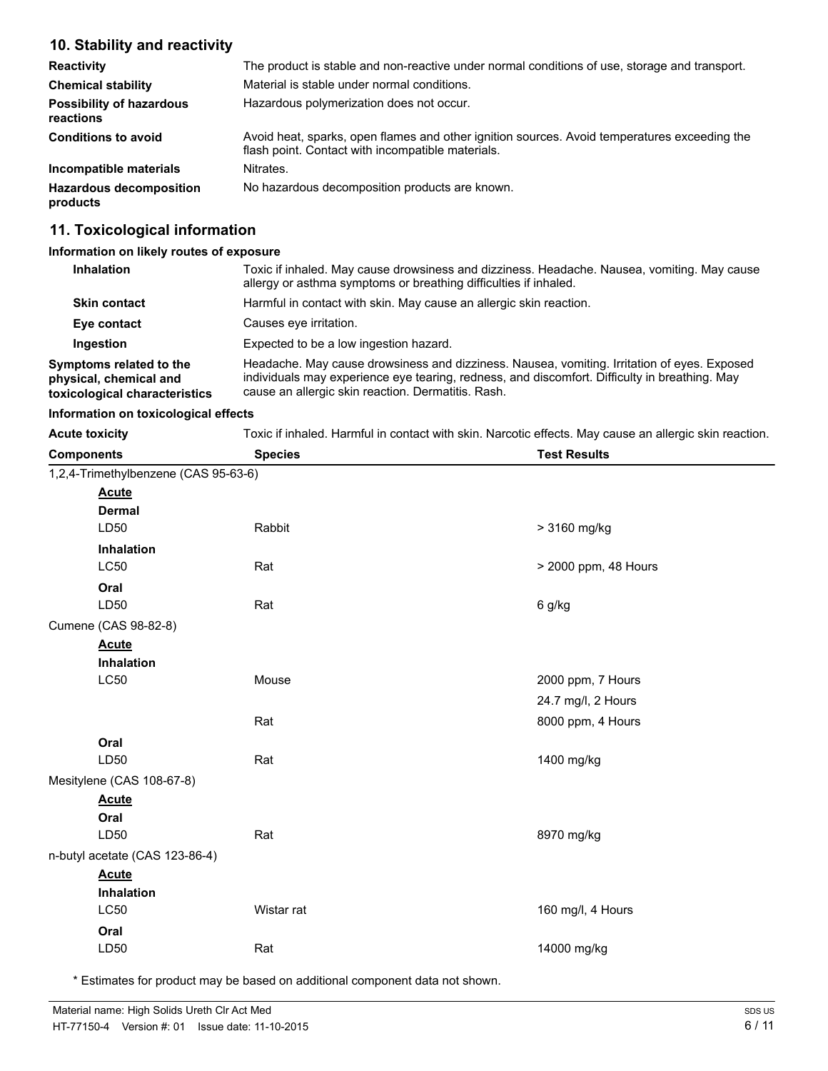## 10. Stability and reactivity

| | |
|---|---|
| **Reactivity** | The product is stable and non-reactive under normal conditions of use, storage and transport. |
| **Chemical stability** | Material is stable under normal conditions. |
| **Possibility of hazardous reactions** | Hazardous polymerization does not occur. |
| **Conditions to avoid** | Avoid heat, sparks, open flames and other ignition sources. Avoid temperatures exceeding the flash point. Contact with incompatible materials. |
| **Incompatible materials** | Nitrates. |
| **Hazardous decomposition products** | No hazardous decomposition products are known. |

## 11. Toxicological information

### Information on likely routes of exposure

| | |
|---|---|
| **Inhalation** | Toxic if inhaled. May cause drowsiness and dizziness. Headache. Nausea, vomiting. May cause allergy or asthma symptoms or breathing difficulties if inhaled. |
| **Skin contact** | Harmful in contact with skin. May cause an allergic skin reaction. |
| **Eye contact** | Causes eye irritation. |
| **Ingestion** | Expected to be a low ingestion hazard. |
| **Symptoms related to the physical, chemical and toxicological characteristics** | Headache. May cause drowsiness and dizziness. Nausea, vomiting. Irritation of eyes. Exposed individuals may experience eye tearing, redness, and discomfort. Difficulty in breathing. May cause an allergic skin reaction. Dermatitis. Rash. |

### Information on toxicological effects

**Acute toxicity** Toxic if inhaled. Harmful in contact with skin. Narcotic effects. May cause an allergic skin reaction.

| Components | Species | Test Results |
|---|---|---|
| 1,2,4-Trimethylbenzene (CAS 95-63-6) | | |
| **Acute** | | |
| **Dermal** | | |
| LD50 | Rabbit | > 3160 mg/kg |
| **Inhalation** | | |
| LC50 | Rat | > 2000 ppm, 48 Hours |
| **Oral** | | |
| LD50 | Rat | 6 g/kg |
| Cumene (CAS 98-82-8) | | |
| **Acute** | | |
| **Inhalation** | | |
| LC50 | Mouse | 2000 ppm, 7 Hours |
| | | 24.7 mg/l, 2 Hours |
| | Rat | 8000 ppm, 4 Hours |
| **Oral** | | |
| LD50 | Rat | 1400 mg/kg |
| Mesitylene (CAS 108-67-8) | | |
| **Acute** | | |
| **Oral** | | |
| LD50 | Rat | 8970 mg/kg |
| n-butyl acetate (CAS 123-86-4) | | |
| **Acute** | | |
| **Inhalation** | | |
| LC50 | Wistar rat | 160 mg/l, 4 Hours |
| **Oral** | | |
| LD50 | Rat | 14000 mg/kg |

* Estimates for product may be based on additional component data not shown.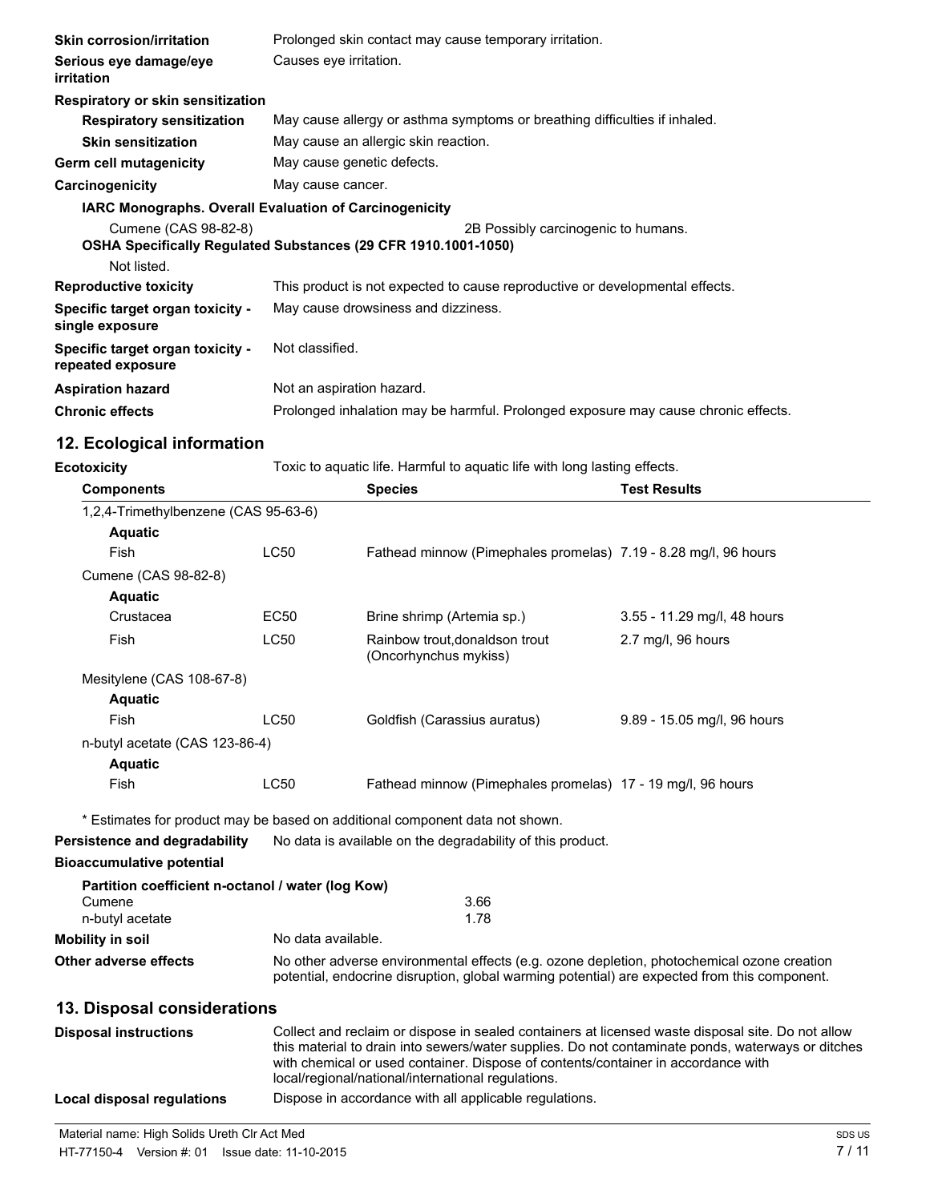| | |
|---|---|
| **Skin corrosion/irritation** | Prolonged skin contact may cause temporary irritation. |
| **Serious eye damage/eye irritation** | Causes eye irritation. |
| **Respiratory or skin sensitization** | |
| **Respiratory sensitization** | May cause allergy or asthma symptoms or breathing difficulties if inhaled. |
| **Skin sensitization** | May cause an allergic skin reaction. |
| **Germ cell mutagenicity** | May cause genetic defects. |
| **Carcinogenicity** | May cause cancer. |

**IARC Monographs. Overall Evaluation of Carcinogenicity**

| | |
|---|---|
| Cumene (CAS 98-82-8) | 2B Possibly carcinogenic to humans. |

**OSHA Specifically Regulated Substances (29 CFR 1910.1001-1050)**

Not listed.

| | |
|---|---|
| **Reproductive toxicity** | This product is not expected to cause reproductive or developmental effects. |
| **Specific target organ toxicity - single exposure** | May cause drowsiness and dizziness. |
| **Specific target organ toxicity - repeated exposure** | Not classified. |
| **Aspiration hazard** | Not an aspiration hazard. |
| **Chronic effects** | Prolonged inhalation may be harmful. Prolonged exposure may cause chronic effects. |

## 12. Ecological information

**Ecotoxicity** Toxic to aquatic life. Harmful to aquatic life with long lasting effects.

| Components | | Species | Test Results |
|---|---|---|---|
| 1,2,4-Trimethylbenzene (CAS 95-63-6) | | | |
| **Aquatic** | | | |
| Fish | LC50 | Fathead minnow (Pimephales promelas) | 7.19 - 8.28 mg/l, 96 hours |
| Cumene (CAS 98-82-8) | | | |
| **Aquatic** | | | |
| Crustacea | EC50 | Brine shrimp (Artemia sp.) | 3.55 - 11.29 mg/l, 48 hours |
| Fish | LC50 | Rainbow trout,donaldson trout (Oncorhynchus mykiss) | 2.7 mg/l, 96 hours |
| Mesitylene (CAS 108-67-8) | | | |
| **Aquatic** | | | |
| Fish | LC50 | Goldfish (Carassius auratus) | 9.89 - 15.05 mg/l, 96 hours |
| n-butyl acetate (CAS 123-86-4) | | | |
| **Aquatic** | | | |
| Fish | LC50 | Fathead minnow (Pimephales promelas) | 17 - 19 mg/l, 96 hours |

* Estimates for product may be based on additional component data not shown.

| | |
|---|---|
| **Persistence and degradability** | No data is available on the degradability of this product. |
| **Bioaccumulative potential** | |

**Partition coefficient n-octanol / water (log Kow)**

| | |
|---|---|
| Cumene | 3.66 |
| n-butyl acetate | 1.78 |

| | |
|---|---|
| **Mobility in soil** | No data available. |
| **Other adverse effects** | No other adverse environmental effects (e.g. ozone depletion, photochemical ozone creation potential, endocrine disruption, global warming potential) are expected from this component. |

## 13. Disposal considerations

| | |
|---|---|
| **Disposal instructions** | Collect and reclaim or dispose in sealed containers at licensed waste disposal site. Do not allow this material to drain into sewers/water supplies. Do not contaminate ponds, waterways or ditches with chemical or used container. Dispose of contents/container in accordance with local/regional/national/international regulations. |
| **Local disposal regulations** | Dispose in accordance with all applicable regulations. |

Material name: High Solids Ureth Clr Act Med
HT-77150-4 Version #: 01 Issue date: 11-10-2015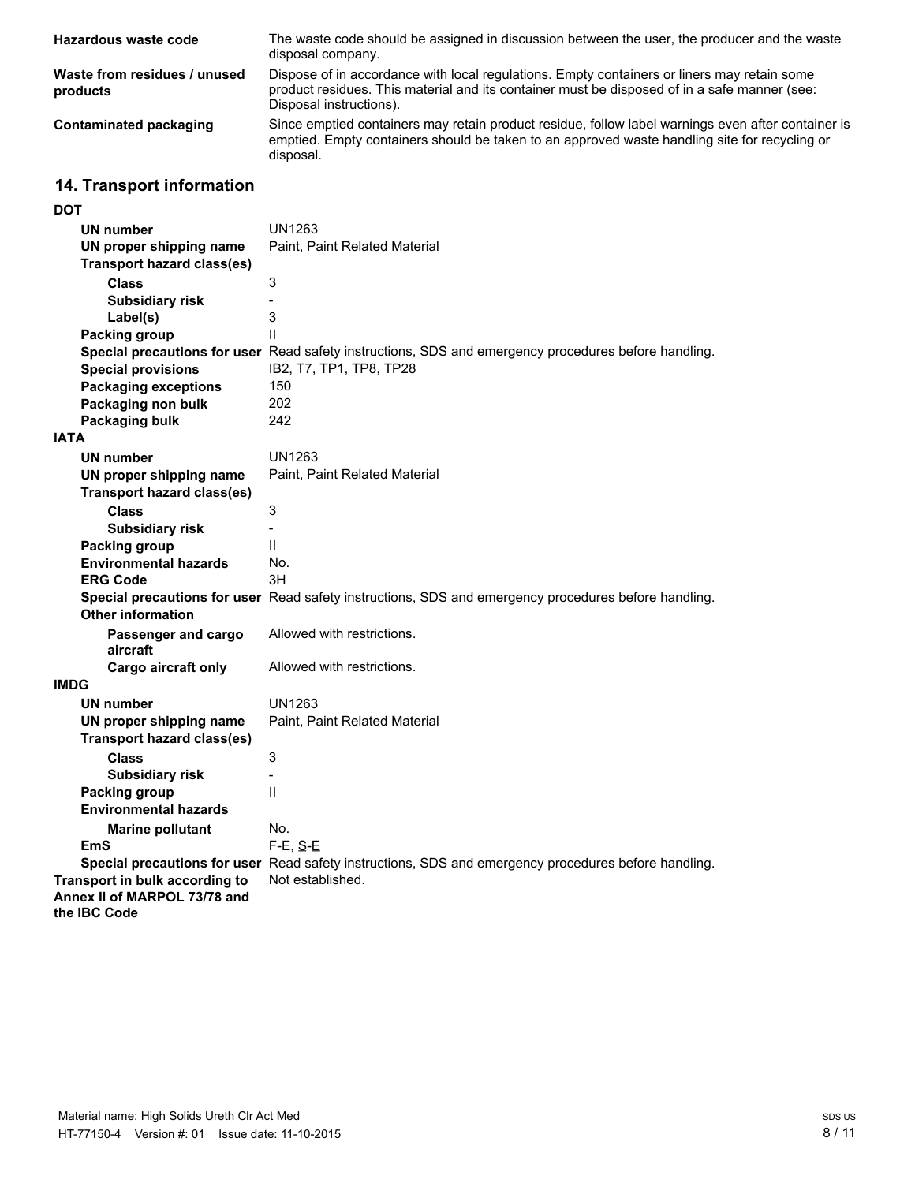| | |
|---|---|
| **Hazardous waste code** | The waste code should be assigned in discussion between the user, the producer and the waste disposal company. |
| **Waste from residues / unused products** | Dispose of in accordance with local regulations. Empty containers or liners may retain some product residues. This material and its container must be disposed of in a safe manner (see: Disposal instructions). |
| **Contaminated packaging** | Since emptied containers may retain product residue, follow label warnings even after container is emptied. Empty containers should be taken to an approved waste handling site for recycling or disposal. |

## 14. Transport information

**DOT**

| | |
|---|---|
| **UN number** | UN1263 |
| **UN proper shipping name** | Paint, Paint Related Material |
| **Transport hazard class(es)** | |
| **Class** | 3 |
| **Subsidiary risk** | - |
| **Label(s)** | 3 |
| **Packing group** | II |
| **Special precautions for user** | Read safety instructions, SDS and emergency procedures before handling. |
| **Special provisions** | IB2, T7, TP1, TP8, TP28 |
| **Packaging exceptions** | 150 |
| **Packaging non bulk** | 202 |
| **Packaging bulk** | 242 |

**IATA**

| | |
|---|---|
| **UN number** | UN1263 |
| **UN proper shipping name** | Paint, Paint Related Material |
| **Transport hazard class(es)** | |
| **Class** | 3 |
| **Subsidiary risk** | - |
| **Packing group** | II |
| **Environmental hazards** | No. |
| **ERG Code** | 3H |
| **Special precautions for user** | Read safety instructions, SDS and emergency procedures before handling. |
| **Other information** | |
| **Passenger and cargo aircraft** | Allowed with restrictions. |
| **Cargo aircraft only** | Allowed with restrictions. |

**IMDG**

| | |
|---|---|
| **UN number** | UN1263 |
| **UN proper shipping name** | Paint, Paint Related Material |
| **Transport hazard class(es)** | |
| **Class** | 3 |
| **Subsidiary risk** | - |
| **Packing group** | II |
| **Environmental hazards** | |
| **Marine pollutant** | No. |
| **EmS** | F-E, S-E |
| **Special precautions for user** | Read safety instructions, SDS and emergency procedures before handling. |

| | |
|---|---|
| **Transport in bulk according to Annex II of MARPOL 73/78 and the IBC Code** | Not established. |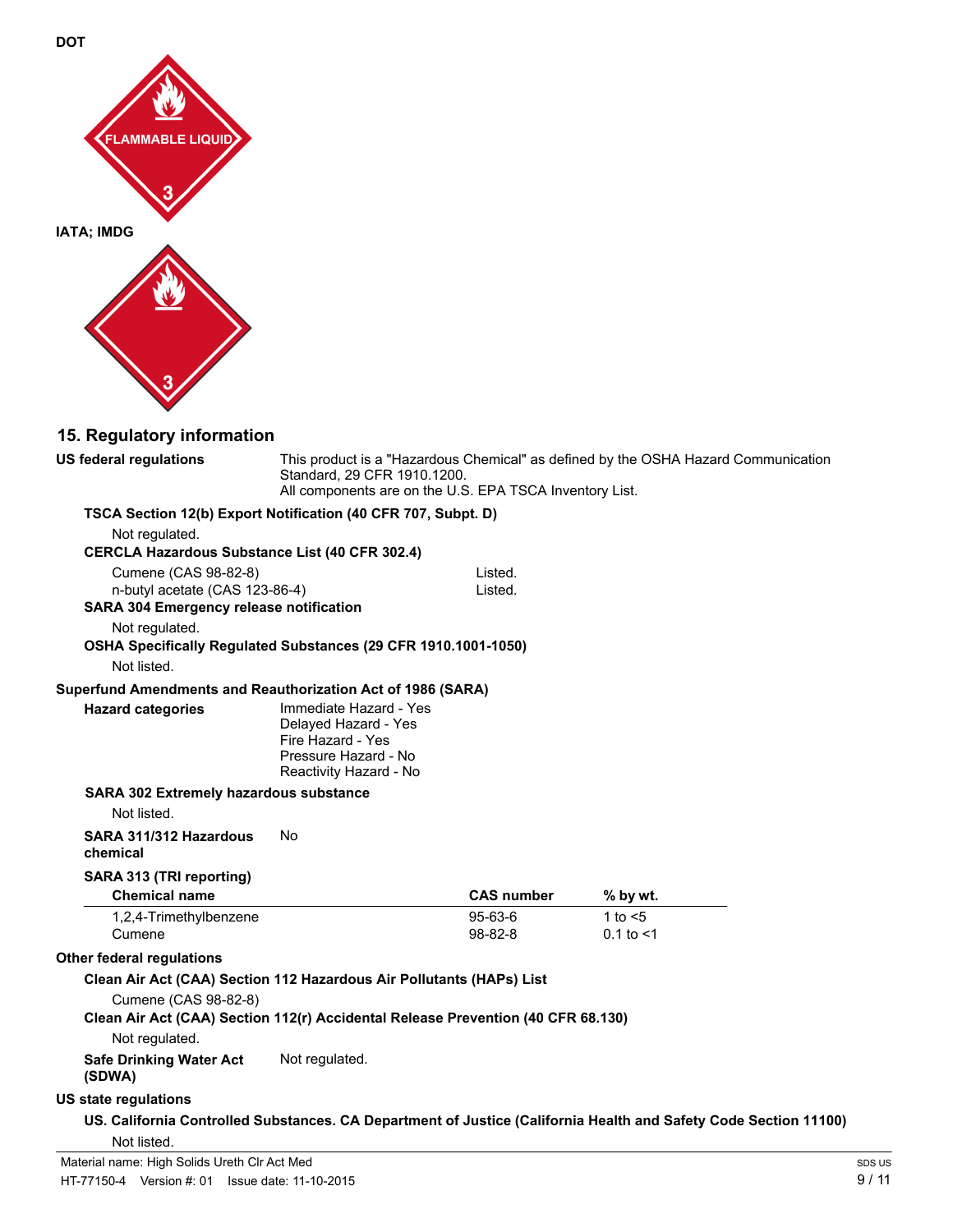**DOT**

FLAMMABLE LIQUID

3

**IATA; IMDG**

3

## 15. Regulatory information

**US federal regulations**

This product is a "Hazardous Chemical" as defined by the OSHA Hazard Communication Standard, 29 CFR 1910.1200.
All components are on the U.S. EPA TSCA Inventory List.

**TSCA Section 12(b) Export Notification (40 CFR 707, Subpt. D)**

Not regulated.

**CERCLA Hazardous Substance List (40 CFR 302.4)**

| | |
|---|---|
| Cumene (CAS 98-82-8) | Listed. |
| n-butyl acetate (CAS 123-86-4) | Listed. |

**SARA 304 Emergency release notification**

Not regulated.

**OSHA Specifically Regulated Substances (29 CFR 1910.1001-1050)**

Not listed.

**Superfund Amendments and Reauthorization Act of 1986 (SARA)**

**Hazard categories**

Immediate Hazard - Yes
Delayed Hazard - Yes
Fire Hazard - Yes
Pressure Hazard - No
Reactivity Hazard - No

**SARA 302 Extremely hazardous substance**

Not listed.

**SARA 311/312 Hazardous chemical** No

**SARA 313 (TRI reporting)**

| Chemical name | CAS number | % by wt. |
|---|---|---|
| 1,2,4-Trimethylbenzene | 95-63-6 | 1 to <5 |
| Cumene | 98-82-8 | 0.1 to <1 |

**Other federal regulations**

**Clean Air Act (CAA) Section 112 Hazardous Air Pollutants (HAPs) List**

Cumene (CAS 98-82-8)

**Clean Air Act (CAA) Section 112(r) Accidental Release Prevention (40 CFR 68.130)**

Not regulated.

**Safe Drinking Water Act (SDWA)** Not regulated.

**US state regulations**

**US. California Controlled Substances. CA Department of Justice (California Health and Safety Code Section 11100)**

Not listed.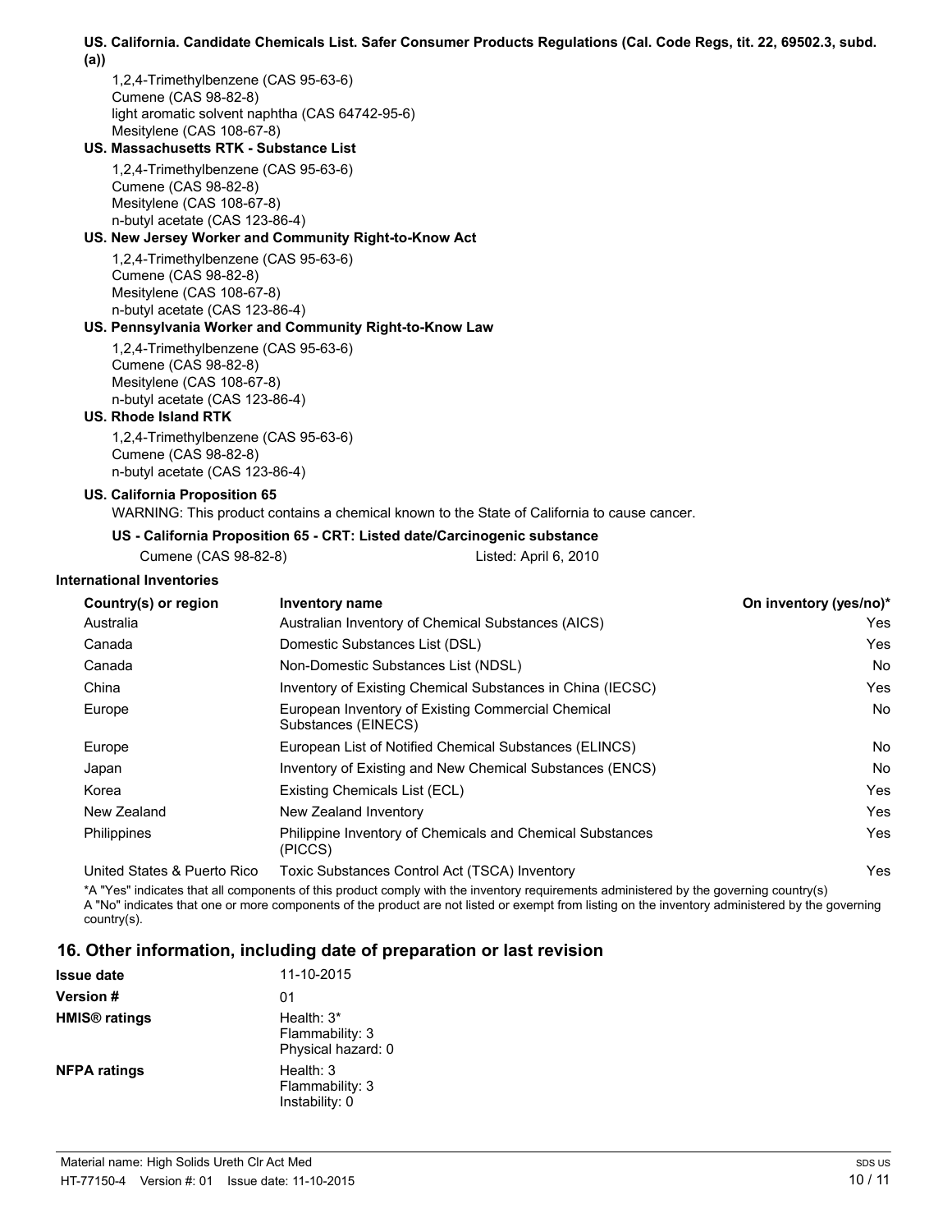**US. California. Candidate Chemicals List. Safer Consumer Products Regulations (Cal. Code Regs, tit. 22, 69502.3, subd. (a))**

1,2,4-Trimethylbenzene (CAS 95-63-6)
Cumene (CAS 98-82-8)
light aromatic solvent naphtha (CAS 64742-95-6)
Mesitylene (CAS 108-67-8)

**US. Massachusetts RTK - Substance List**

1,2,4-Trimethylbenzene (CAS 95-63-6)
Cumene (CAS 98-82-8)
Mesitylene (CAS 108-67-8)
n-butyl acetate (CAS 123-86-4)

**US. New Jersey Worker and Community Right-to-Know Act**

1,2,4-Trimethylbenzene (CAS 95-63-6)
Cumene (CAS 98-82-8)
Mesitylene (CAS 108-67-8)
n-butyl acetate (CAS 123-86-4)

**US. Pennsylvania Worker and Community Right-to-Know Law**

1,2,4-Trimethylbenzene (CAS 95-63-6)
Cumene (CAS 98-82-8)
Mesitylene (CAS 108-67-8)
n-butyl acetate (CAS 123-86-4)

**US. Rhode Island RTK**

1,2,4-Trimethylbenzene (CAS 95-63-6)
Cumene (CAS 98-82-8)
n-butyl acetate (CAS 123-86-4)

**US. California Proposition 65**

WARNING: This product contains a chemical known to the State of California to cause cancer.

**US - California Proposition 65 - CRT: Listed date/Carcinogenic substance**

Cumene (CAS 98-82-8) Listed: April 6, 2010

**International Inventories**

| Country(s) or region | Inventory name | On inventory (yes/no)* |
|---|---|---|
| Australia | Australian Inventory of Chemical Substances (AICS) | Yes |
| Canada | Domestic Substances List (DSL) | Yes |
| Canada | Non-Domestic Substances List (NDSL) | No |
| China | Inventory of Existing Chemical Substances in China (IECSC) | Yes |
| Europe | European Inventory of Existing Commercial Chemical Substances (EINECS) | No |
| Europe | European List of Notified Chemical Substances (ELINCS) | No |
| Japan | Inventory of Existing and New Chemical Substances (ENCS) | No |
| Korea | Existing Chemicals List (ECL) | Yes |
| New Zealand | New Zealand Inventory | Yes |
| Philippines | Philippine Inventory of Chemicals and Chemical Substances (PICCS) | Yes |
| United States & Puerto Rico | Toxic Substances Control Act (TSCA) Inventory | Yes |

*A "Yes" indicates that all components of this product comply with the inventory requirements administered by the governing country(s)
A "No" indicates that one or more components of the product are not listed or exempt from listing on the inventory administered by the governing country(s).

## 16. Other information, including date of preparation or last revision

| | |
|---|---|
| **Issue date** | 11-10-2015 |
| **Version #** | 01 |
| **HMIS® ratings** | Health: 3*<br>Flammability: 3<br>Physical hazard: 0 |
| **NFPA ratings** | Health: 3<br>Flammability: 3<br>Instability: 0 |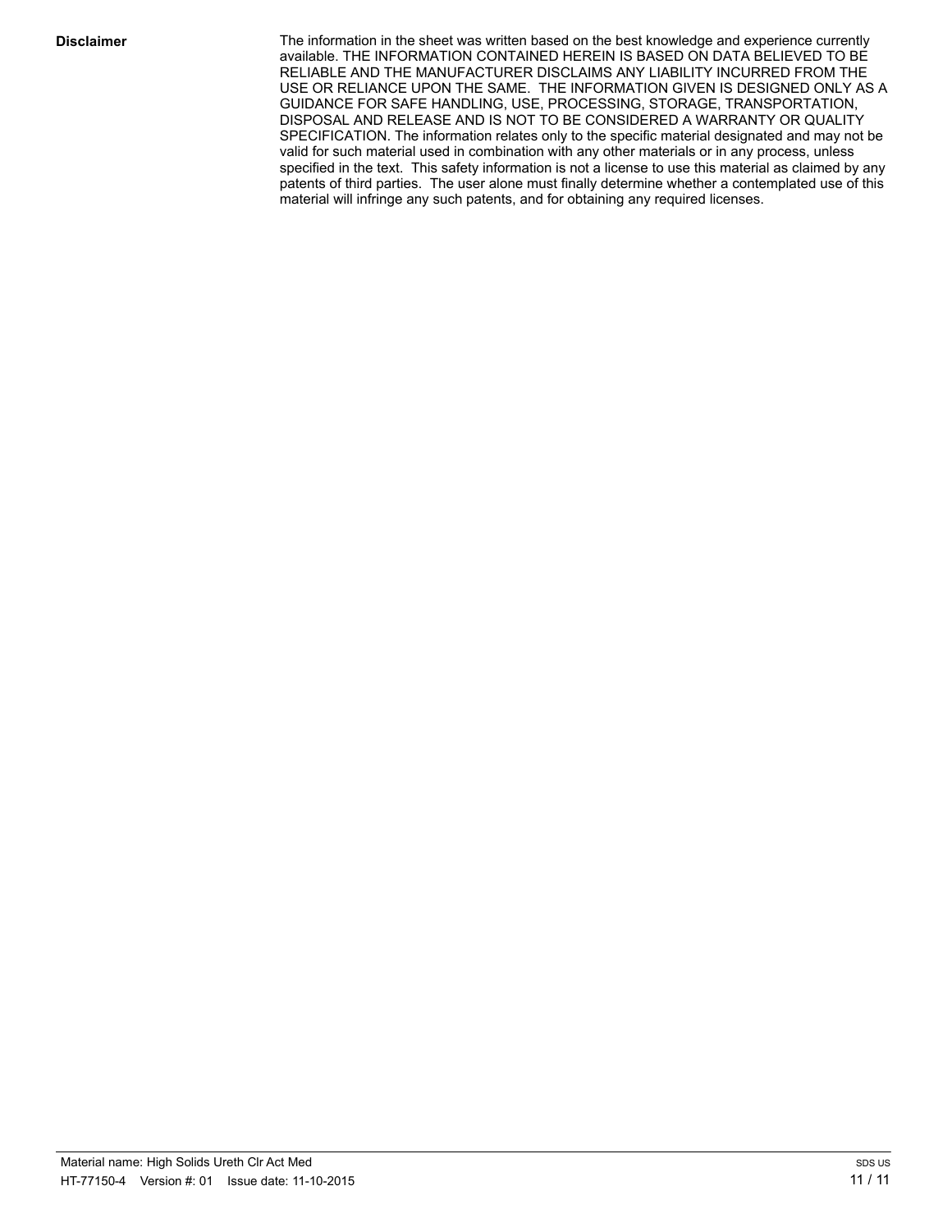**Disclaimer**

The information in the sheet was written based on the best knowledge and experience currently available. THE INFORMATION CONTAINED HEREIN IS BASED ON DATA BELIEVED TO BE RELIABLE AND THE MANUFACTURER DISCLAIMS ANY LIABILITY INCURRED FROM THE USE OR RELIANCE UPON THE SAME. THE INFORMATION GIVEN IS DESIGNED ONLY AS A GUIDANCE FOR SAFE HANDLING, USE, PROCESSING, STORAGE, TRANSPORTATION, DISPOSAL AND RELEASE AND IS NOT TO BE CONSIDERED A WARRANTY OR QUALITY SPECIFICATION. The information relates only to the specific material designated and may not be valid for such material used in combination with any other materials or in any process, unless specified in the text. This safety information is not a license to use this material as claimed by any patents of third parties. The user alone must finally determine whether a contemplated use of this material will infringe any such patents, and for obtaining any required licenses.